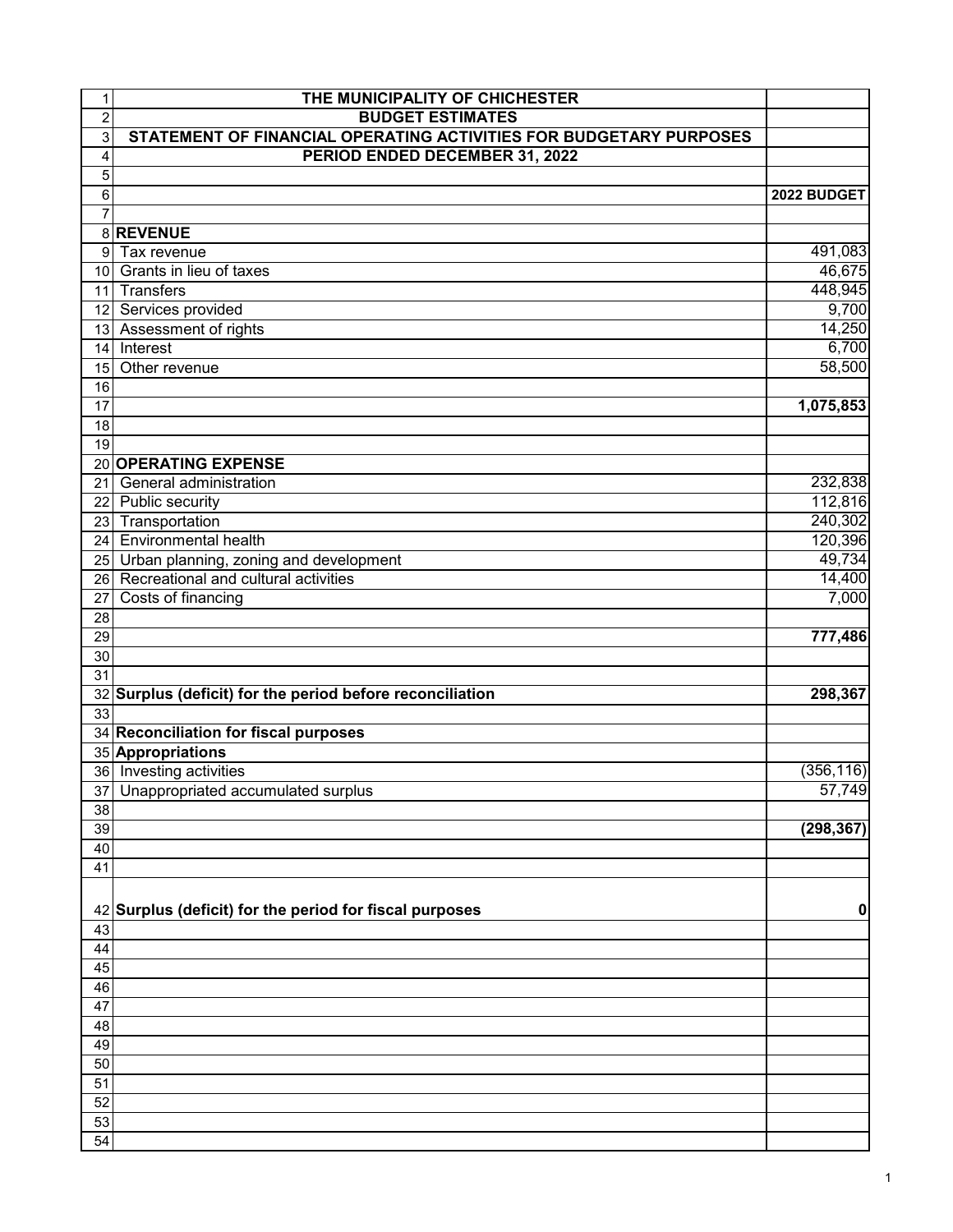| | THE MUNICIPALITY OF CHICHESTER | |
|---|---|---|
| 1 | **THE MUNICIPALITY OF CHICHESTER** | |
| 2 | **BUDGET ESTIMATES** | |
| 3 | **STATEMENT OF FINANCIAL OPERATING ACTIVITIES FOR BUDGETARY PURPOSES** | |
| 4 | **PERIOD ENDED DECEMBER 31, 2022** | |
| 5 | | |
| 6 | | **2022 BUDGET** |
| 7 | | |
| 8 | **REVENUE** | |
| 9 | Tax revenue | 491,083 |
| 10 | Grants in lieu of taxes | 46,675 |
| 11 | Transfers | 448,945 |
| 12 | Services provided | 9,700 |
| 13 | Assessment of rights | 14,250 |
| 14 | Interest | 6,700 |
| 15 | Other revenue | 58,500 |
| 16 | | |
| 17 | | **1,075,853** |
| 18 | | |
| 19 | | |
| 20 | **OPERATING EXPENSE** | |
| 21 | General administration | 232,838 |
| 22 | Public security | 112,816 |
| 23 | Transportation | 240,302 |
| 24 | Environmental health | 120,396 |
| 25 | Urban planning, zoning and development | 49,734 |
| 26 | Recreational and cultural activities | 14,400 |
| 27 | Costs of financing | 7,000 |
| 28 | | |
| 29 | | **777,486** |
| 30 | | |
| 31 | | |
| 32 | **Surplus (deficit) for the period before reconciliation** | **298,367** |
| 33 | | |
| 34 | **Reconciliation for fiscal purposes** | |
| 35 | **Appropriations** | |
| 36 | Investing activities | (356,116) |
| 37 | Unappropriated accumulated surplus | 57,749 |
| 38 | | |
| 39 | | **(298,367)** |
| 40 | | |
| 41 | | |
| 42 | **Surplus (deficit) for the period for fiscal purposes** | **0** |
| 43 | | |
| 44 | | |
| 45 | | |
| 46 | | |
| 47 | | |
| 48 | | |
| 49 | | |
| 50 | | |
| 51 | | |
| 52 | | |
| 53 | | |
| 54 | | |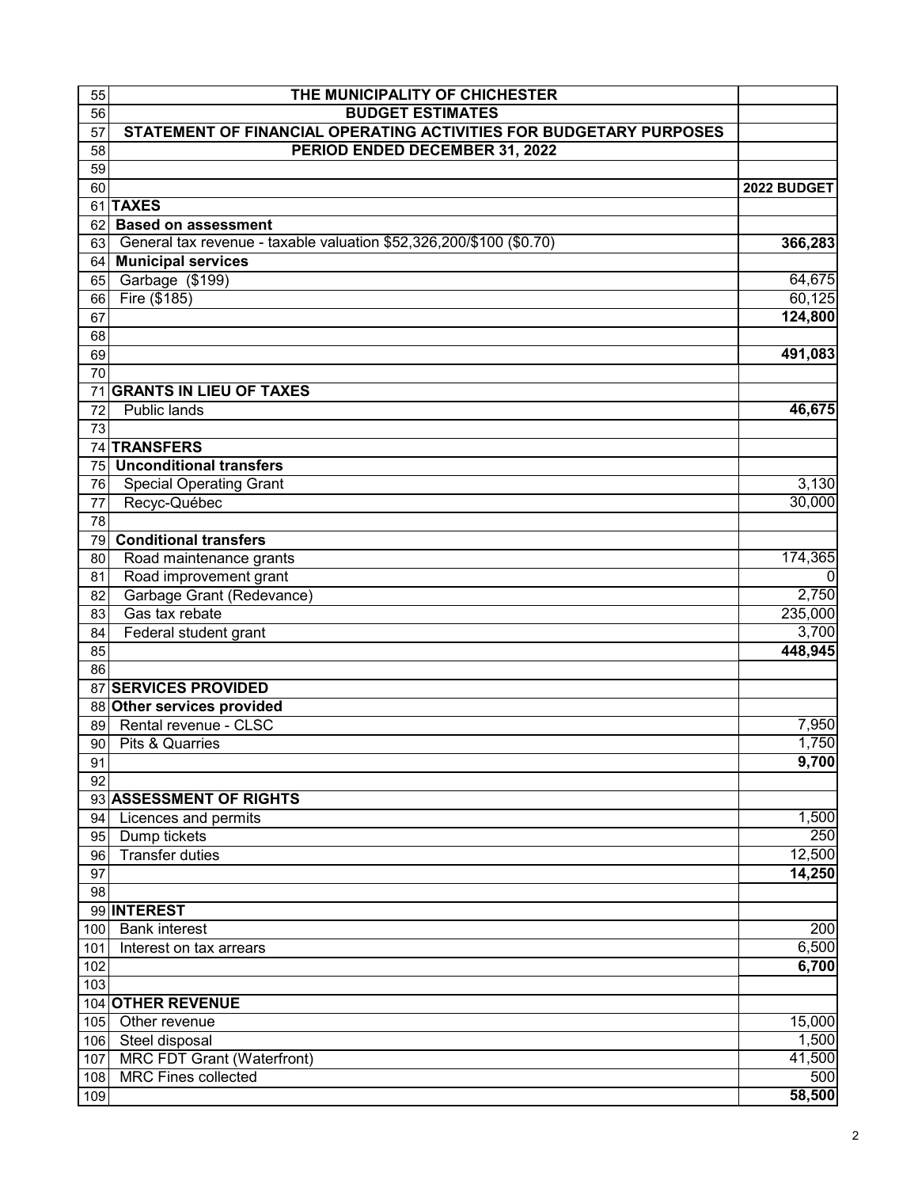| | THE MUNICIPALITY OF CHICHESTER | |
|---|---|---|
| 55 | **THE MUNICIPALITY OF CHICHESTER** | |
| 56 | **BUDGET ESTIMATES** | |
| 57 | **STATEMENT OF FINANCIAL OPERATING ACTIVITIES FOR BUDGETARY PURPOSES** | |
| 58 | **PERIOD ENDED DECEMBER 31, 2022** | |
| 59 | | |
| 60 | | **2022 BUDGET** |
| 61 | **TAXES** | |
| 62 | **Based on assessment** | |
| 63 | General tax revenue - taxable valuation $52,326,200/$100 ($0.70) | **366,283** |
| 64 | **Municipal services** | |
| 65 | Garbage ($199) | 64,675 |
| 66 | Fire ($185) | 60,125 |
| 67 | | **124,800** |
| 68 | | |
| 69 | | **491,083** |
| 70 | | |
| 71 | **GRANTS IN LIEU OF TAXES** | |
| 72 | Public lands | **46,675** |
| 73 | | |
| 74 | **TRANSFERS** | |
| 75 | **Unconditional transfers** | |
| 76 | Special Operating Grant | 3,130 |
| 77 | Recyc-Québec | 30,000 |
| 78 | | |
| 79 | **Conditional transfers** | |
| 80 | Road maintenance grants | 174,365 |
| 81 | Road improvement grant | 0 |
| 82 | Garbage Grant (Redevance) | 2,750 |
| 83 | Gas tax rebate | 235,000 |
| 84 | Federal student grant | 3,700 |
| 85 | | **448,945** |
| 86 | | |
| 87 | **SERVICES PROVIDED** | |
| 88 | **Other services provided** | |
| 89 | Rental revenue - CLSC | 7,950 |
| 90 | Pits & Quarries | 1,750 |
| 91 | | **9,700** |
| 92 | | |
| 93 | **ASSESSMENT OF RIGHTS** | |
| 94 | Licences and permits | 1,500 |
| 95 | Dump tickets | 250 |
| 96 | Transfer duties | 12,500 |
| 97 | | **14,250** |
| 98 | | |
| 99 | **INTEREST** | |
| 100 | Bank interest | 200 |
| 101 | Interest on tax arrears | 6,500 |
| 102 | | **6,700** |
| 103 | | |
| 104 | **OTHER REVENUE** | |
| 105 | Other revenue | 15,000 |
| 106 | Steel disposal | 1,500 |
| 107 | MRC FDT Grant (Waterfront) | 41,500 |
| 108 | MRC Fines collected | 500 |
| 109 | | **58,500** |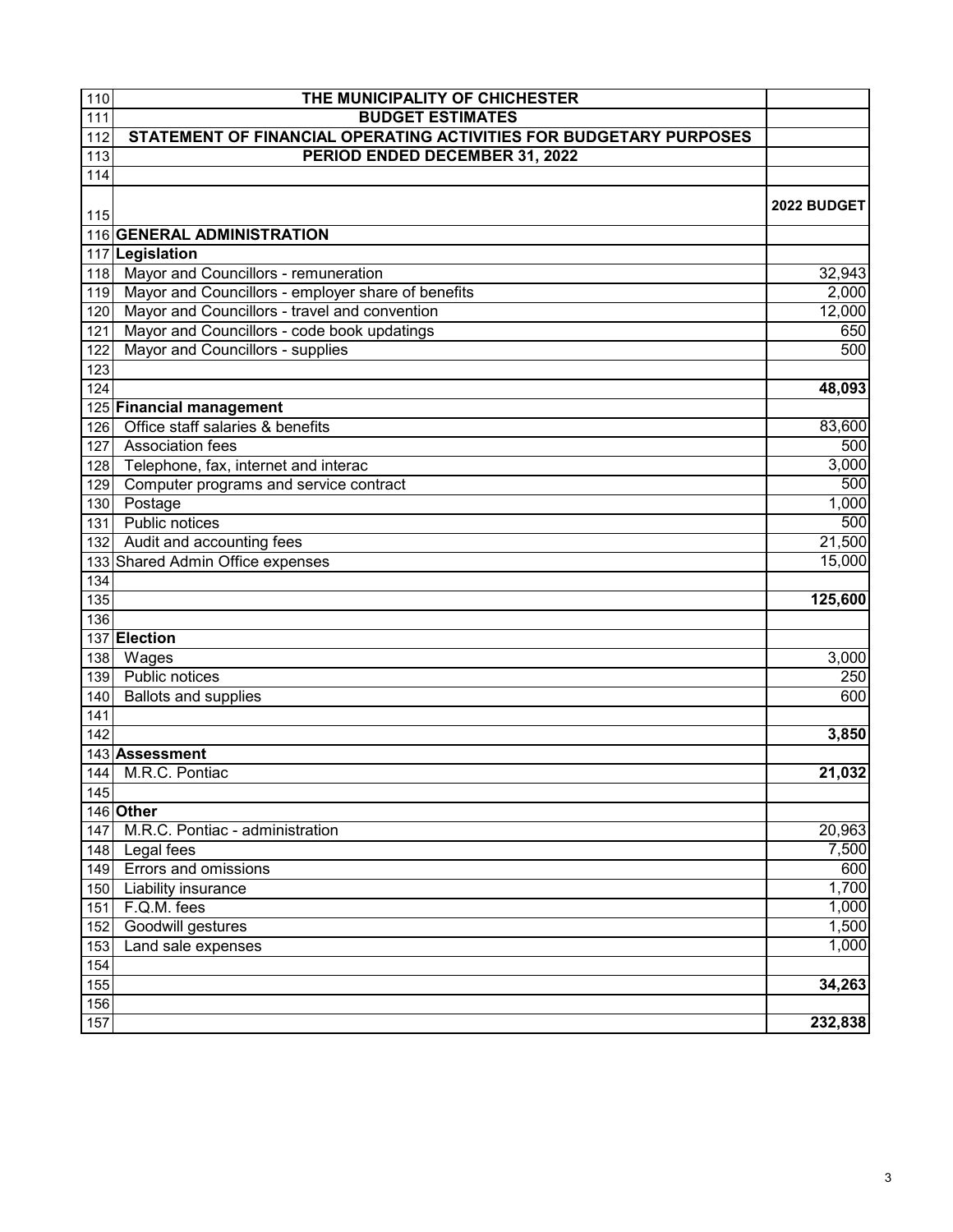| | THE MUNICIPALITY OF CHICHESTER | |
|---|---|---|
| 110 | **THE MUNICIPALITY OF CHICHESTER** | |
| 111 | **BUDGET ESTIMATES** | |
| 112 | **STATEMENT OF FINANCIAL OPERATING ACTIVITIES FOR BUDGETARY PURPOSES** | |
| 113 | **PERIOD ENDED DECEMBER 31, 2022** | |
| 114 | | |
| 115 | | **2022 BUDGET** |
| 116 | **GENERAL ADMINISTRATION** | |
| 117 | **Legislation** | |
| 118 | Mayor and Councillors - remuneration | 32,943 |
| 119 | Mayor and Councillors - employer share of benefits | 2,000 |
| 120 | Mayor and Councillors - travel and convention | 12,000 |
| 121 | Mayor and Councillors - code book updatings | 650 |
| 122 | Mayor and Councillors - supplies | 500 |
| 123 | | |
| 124 | | **48,093** |
| 125 | **Financial management** | |
| 126 | Office staff salaries & benefits | 83,600 |
| 127 | Association fees | 500 |
| 128 | Telephone, fax, internet and interac | 3,000 |
| 129 | Computer programs and service contract | 500 |
| 130 | Postage | 1,000 |
| 131 | Public notices | 500 |
| 132 | Audit and accounting fees | 21,500 |
| 133 | Shared Admin Office expenses | 15,000 |
| 134 | | |
| 135 | | **125,600** |
| 136 | | |
| 137 | **Election** | |
| 138 | Wages | 3,000 |
| 139 | Public notices | 250 |
| 140 | Ballots and supplies | 600 |
| 141 | | |
| 142 | | **3,850** |
| 143 | **Assessment** | |
| 144 | M.R.C. Pontiac | **21,032** |
| 145 | | |
| 146 | **Other** | |
| 147 | M.R.C. Pontiac - administration | 20,963 |
| 148 | Legal fees | 7,500 |
| 149 | Errors and omissions | 600 |
| 150 | Liability insurance | 1,700 |
| 151 | F.Q.M. fees | 1,000 |
| 152 | Goodwill gestures | 1,500 |
| 153 | Land sale expenses | 1,000 |
| 154 | | |
| 155 | | **34,263** |
| 156 | | |
| 157 | | **232,838** |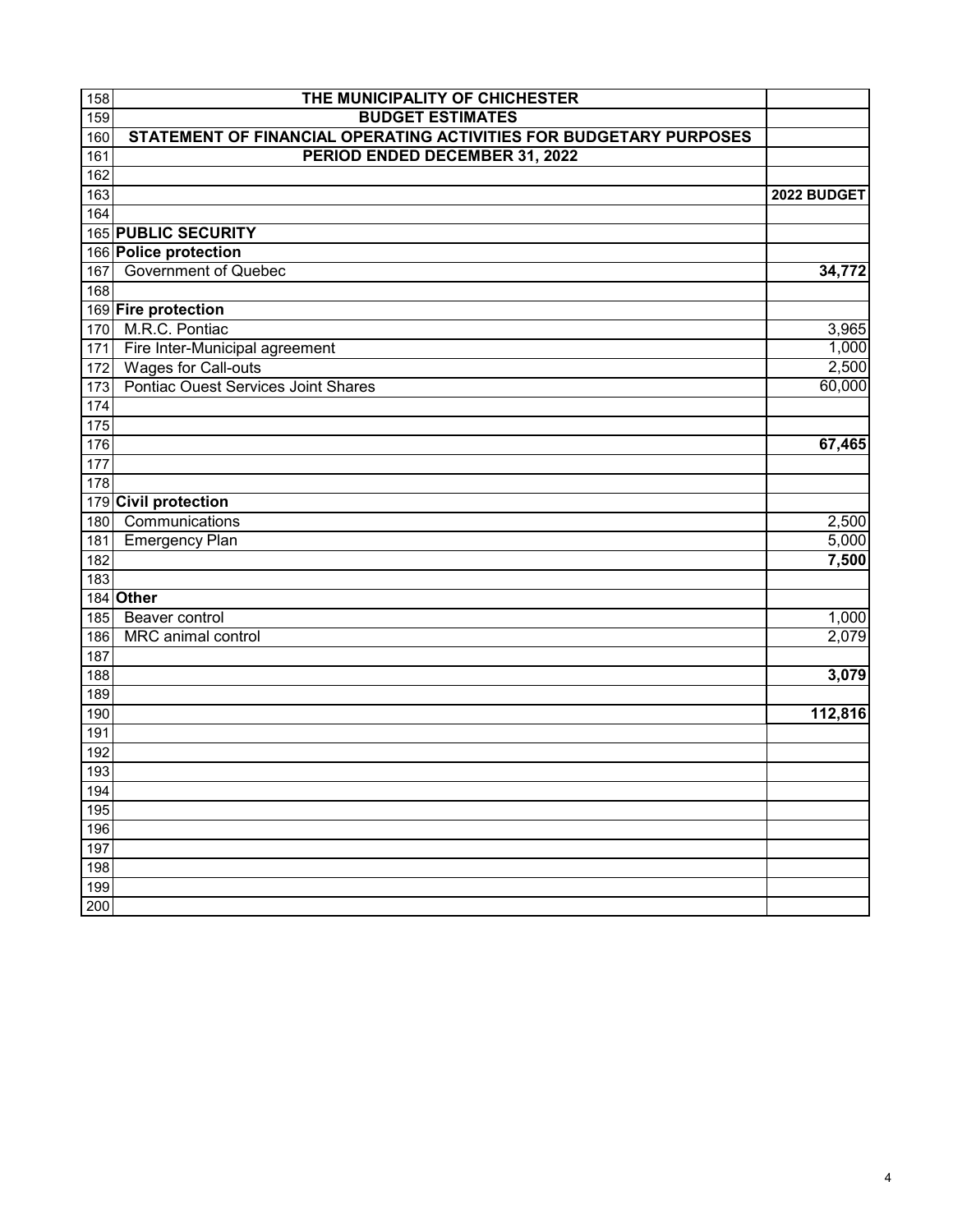| | | |
|---|---|---|
| 158 | **THE MUNICIPALITY OF CHICHESTER** | |
| 159 | **BUDGET ESTIMATES** | |
| 160 | **STATEMENT OF FINANCIAL OPERATING ACTIVITIES FOR BUDGETARY PURPOSES** | |
| 161 | **PERIOD ENDED DECEMBER 31, 2022** | |
| 162 | | |
| 163 | | **2022 BUDGET** |
| 164 | | |
| 165 | **PUBLIC SECURITY** | |
| 166 | **Police protection** | |
| 167 | Government of Quebec | **34,772** |
| 168 | | |
| 169 | **Fire protection** | |
| 170 | M.R.C. Pontiac | 3,965 |
| 171 | Fire Inter-Municipal agreement | 1,000 |
| 172 | Wages for Call-outs | 2,500 |
| 173 | Pontiac Ouest Services Joint Shares | 60,000 |
| 174 | | |
| 175 | | |
| 176 | | **67,465** |
| 177 | | |
| 178 | | |
| 179 | **Civil protection** | |
| 180 | Communications | 2,500 |
| 181 | Emergency Plan | 5,000 |
| 182 | | **7,500** |
| 183 | | |
| 184 | **Other** | |
| 185 | Beaver control | 1,000 |
| 186 | MRC animal control | 2,079 |
| 187 | | |
| 188 | | **3,079** |
| 189 | | |
| 190 | | **112,816** |
| 191 | | |
| 192 | | |
| 193 | | |
| 194 | | |
| 195 | | |
| 196 | | |
| 197 | | |
| 198 | | |
| 199 | | |
| 200 | | |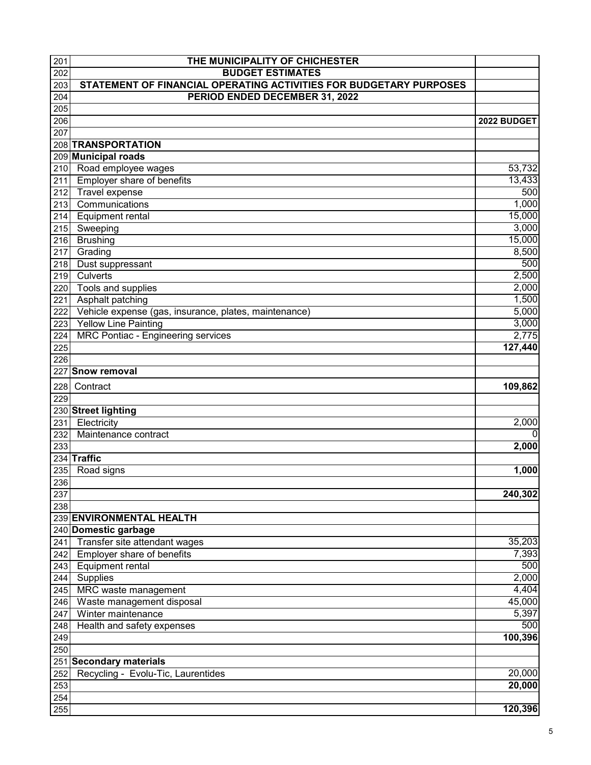| | | |
|---|---|---|
| 201 | **THE MUNICIPALITY OF CHICHESTER** | |
| 202 | **BUDGET ESTIMATES** | |
| 203 | **STATEMENT OF FINANCIAL OPERATING ACTIVITIES FOR BUDGETARY PURPOSES** | |
| 204 | **PERIOD ENDED DECEMBER 31, 2022** | |
| 205 | | |
| 206 | | **2022 BUDGET** |
| 207 | | |
| 208 | **TRANSPORTATION** | |
| 209 | **Municipal roads** | |
| 210 | Road employee wages | 53,732 |
| 211 | Employer share of benefits | 13,433 |
| 212 | Travel expense | 500 |
| 213 | Communications | 1,000 |
| 214 | Equipment rental | 15,000 |
| 215 | Sweeping | 3,000 |
| 216 | Brushing | 15,000 |
| 217 | Grading | 8,500 |
| 218 | Dust suppressant | 500 |
| 219 | Culverts | 2,500 |
| 220 | Tools and supplies | 2,000 |
| 221 | Asphalt patching | 1,500 |
| 222 | Vehicle expense (gas, insurance, plates, maintenance) | 5,000 |
| 223 | Yellow Line Painting | 3,000 |
| 224 | MRC Pontiac - Engineering services | 2,775 |
| 225 | | **127,440** |
| 226 | | |
| 227 | **Snow removal** | |
| 228 | Contract | **109,862** |
| 229 | | |
| 230 | **Street lighting** | |
| 231 | Electricity | 2,000 |
| 232 | Maintenance contract | 0 |
| 233 | | **2,000** |
| 234 | **Traffic** | |
| 235 | Road signs | **1,000** |
| 236 | | |
| 237 | | **240,302** |
| 238 | | |
| 239 | **ENVIRONMENTAL HEALTH** | |
| 240 | **Domestic garbage** | |
| 241 | Transfer site attendant wages | 35,203 |
| 242 | Employer share of benefits | 7,393 |
| 243 | Equipment rental | 500 |
| 244 | Supplies | 2,000 |
| 245 | MRC waste management | 4,404 |
| 246 | Waste management disposal | 45,000 |
| 247 | Winter maintenance | 5,397 |
| 248 | Health and safety expenses | 500 |
| 249 | | **100,396** |
| 250 | | |
| 251 | **Secondary materials** | |
| 252 | Recycling - Evolu-Tic, Laurentides | 20,000 |
| 253 | | **20,000** |
| 254 | | |
| 255 | | **120,396** |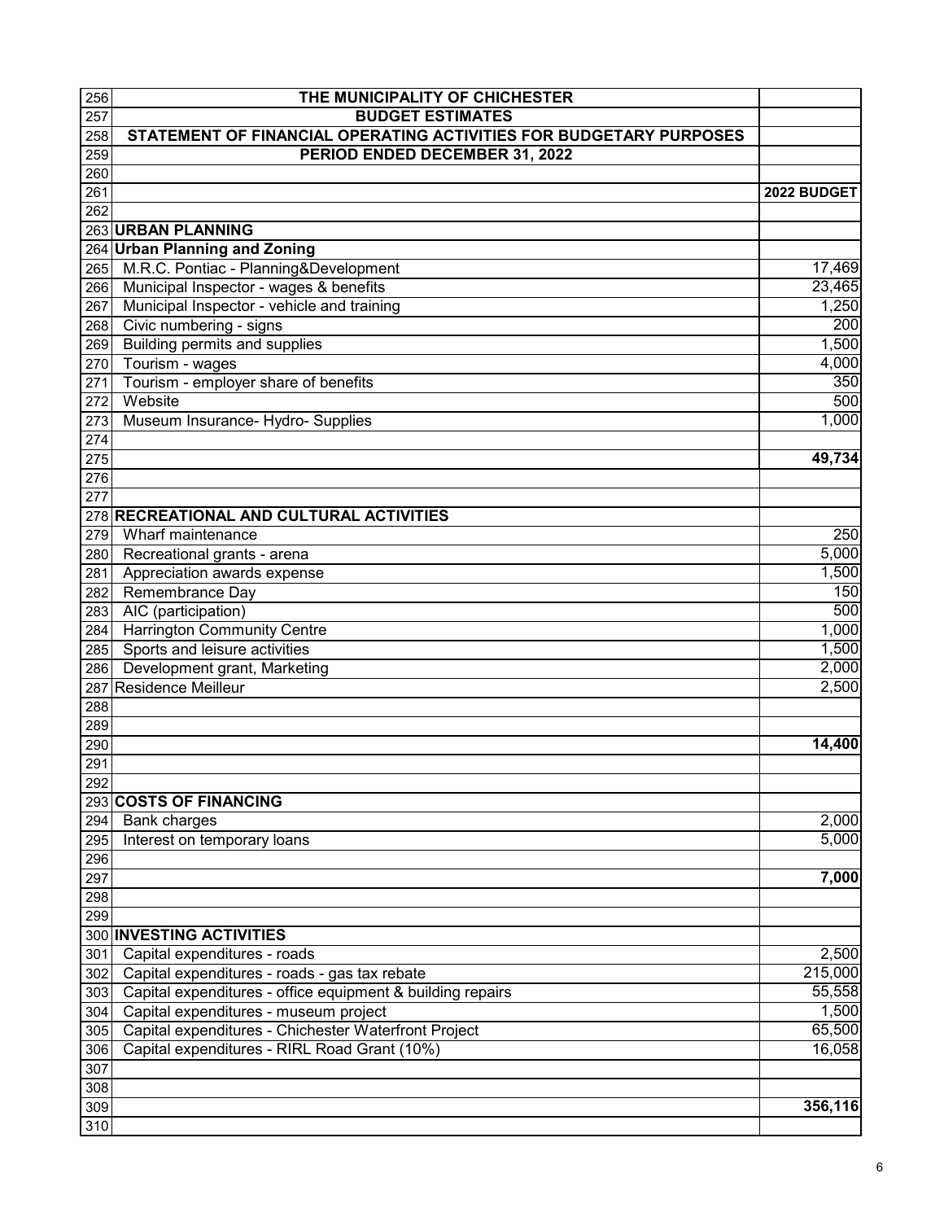| | | |
|---|---|---|
| 256 | **THE MUNICIPALITY OF CHICHESTER** | |
| 257 | **BUDGET ESTIMATES** | |
| 258 | **STATEMENT OF FINANCIAL OPERATING ACTIVITIES FOR BUDGETARY PURPOSES** | |
| 259 | **PERIOD ENDED DECEMBER 31, 2022** | |
| 260 | | |
| 261 | | **2022 BUDGET** |
| 262 | | |
| 263 | **URBAN PLANNING** | |
| 264 | **Urban Planning and Zoning** | |
| 265 | M.R.C. Pontiac - Planning&Development | 17,469 |
| 266 | Municipal Inspector - wages & benefits | 23,465 |
| 267 | Municipal Inspector - vehicle and training | 1,250 |
| 268 | Civic numbering - signs | 200 |
| 269 | Building permits and supplies | 1,500 |
| 270 | Tourism - wages | 4,000 |
| 271 | Tourism - employer share of benefits | 350 |
| 272 | Website | 500 |
| 273 | Museum Insurance- Hydro- Supplies | 1,000 |
| 274 | | |
| 275 | | **49,734** |
| 276 | | |
| 277 | | |
| 278 | **RECREATIONAL AND CULTURAL ACTIVITIES** | |
| 279 | Wharf maintenance | 250 |
| 280 | Recreational grants - arena | 5,000 |
| 281 | Appreciation awards expense | 1,500 |
| 282 | Remembrance Day | 150 |
| 283 | AIC (participation) | 500 |
| 284 | Harrington Community Centre | 1,000 |
| 285 | Sports and leisure activities | 1,500 |
| 286 | Development grant, Marketing | 2,000 |
| 287 | Residence Meilleur | 2,500 |
| 288 | | |
| 289 | | |
| 290 | | **14,400** |
| 291 | | |
| 292 | | |
| 293 | **COSTS OF FINANCING** | |
| 294 | Bank charges | 2,000 |
| 295 | Interest on temporary loans | 5,000 |
| 296 | | |
| 297 | | **7,000** |
| 298 | | |
| 299 | | |
| 300 | **INVESTING ACTIVITIES** | |
| 301 | Capital expenditures - roads | 2,500 |
| 302 | Capital expenditures - roads - gas tax rebate | 215,000 |
| 303 | Capital expenditures - office equipment & building repairs | 55,558 |
| 304 | Capital expenditures - museum project | 1,500 |
| 305 | Capital expenditures - Chichester Waterfront Project | 65,500 |
| 306 | Capital expenditures - RIRL Road Grant (10%) | 16,058 |
| 307 | | |
| 308 | | |
| 309 | | **356,116** |
| 310 | | |